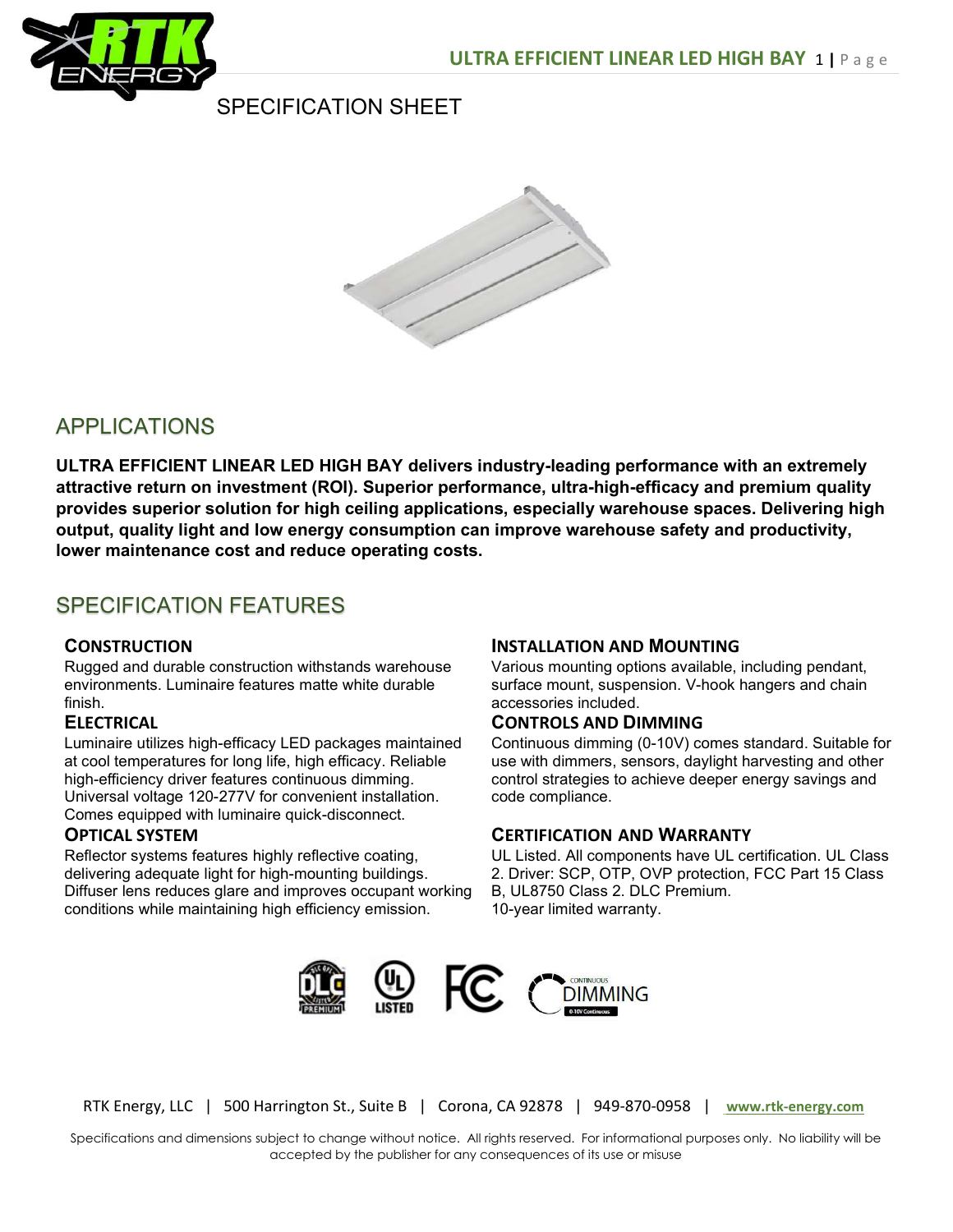# SPECIFICATION SHEET

## APPLICATIONS

**ULTRA EFFICIENT LINEAR LED HIGH BAY delivers industry-leading performance with an extremely attractive return on investment (ROI). Superior performance, ultra-high-efficacy and premium quality provides superior solution for high ceiling applications, especially warehouse spaces. Delivering high output, quality light and low energy consumption can improve warehouse safety and productivity, lower maintenance cost and reduce operating costs.**

## SPECIFICATION FEATURES

### CONSTRUCTION

Rugged and durable construction withstands warehouse environments. Luminaire features matte white durable finish.

### ELECTRICAL

Luminaire utilizes high-efficacy LED packages maintained at cool temperatures for long life, high efficacy. Reliable high-efficiency driver features continuous dimming. Universal voltage 120-277V for convenient installation. Comes equipped with luminaire quick-disconnect.

### OPTICAL SYSTEM

Reflector systems features highly reflective coating, delivering adequate light for high-mounting buildings. Diffuser lens reduces glare and improves occupant working conditions while maintaining high efficiency emission.

### INSTALLATION AND MOUNTING

Various mounting options available, including pendant, surface mount, suspension. V-hook hangers and chain accessories included.

### CONTROLS AND DIMMING

Continuous dimming (0-10V) comes standard. Suitable for use with dimmers, sensors, daylight harvesting and other control strategies to achieve deeper energy savings and code compliance.

### CERTIFICATION AND WARRANTY

UL Listed. All components have UL certification. UL Class 2. Driver: SCP, OTP, OVP protection, FCC Part 15 Class B, UL8750 Class 2. DLC Premium.
10-year limited warranty.

RTK Energy, LLC | 500 Harrington St., Suite B | Corona, CA 92878 | 949-870-0958 | www.rtk-energy.com

Specifications and dimensions subject to change without notice. All rights reserved. For informational purposes only. No liability will be accepted by the publisher for any consequences of its use or misuse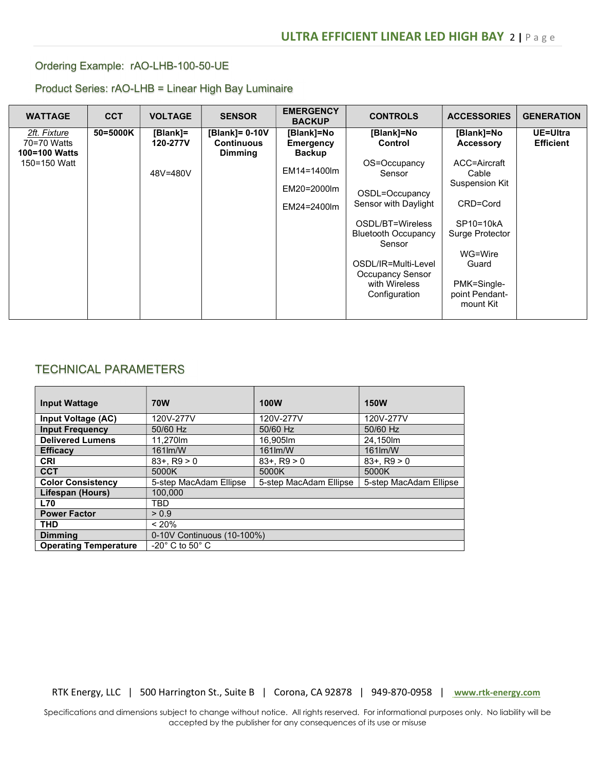Ordering Example: rAO-LHB-100-50-UE

Product Series: rAO-LHB = Linear High Bay Luminaire

| WATTAGE | CCT | VOLTAGE | SENSOR | EMERGENCY BACKUP | CONTROLS | ACCESSORIES | GENERATION |
|---|---|---|---|---|---|---|---|
| *2ft. Fixture*<br>70=70 Watts<br>**100=100 Watts**<br>150=150 Watt | **50=5000K** | **[Blank]= 120-277V**<br><br>48V=480V | **[Blank]= 0-10V Continuous Dimming** | **[Blank]=No Emergency Backup**<br><br>EM14=1400lm<br><br>EM20=2000lm<br><br>EM24=2400lm | **[Blank]=No Control**<br><br>OS=Occupancy Sensor<br><br>OSDL=Occupancy Sensor with Daylight<br><br>OSDL/BT=Wireless Bluetooth Occupancy Sensor<br><br>OSDL/IR=Multi-Level Occupancy Sensor with Wireless Configuration | **[Blank]=No Accessory**<br><br>ACC=Aircraft Cable Suspension Kit<br><br>CRD=Cord<br><br>SP10=10kA Surge Protector<br><br>WG=Wire Guard<br><br>PMK=Single-point Pendant-mount Kit | **UE=Ultra Efficient** |

## TECHNICAL PARAMETERS

| Input Wattage | 70W | 100W | 150W |
|---|---|---|---|
| **Input Voltage (AC)** | 120V-277V | 120V-277V | 120V-277V |
| **Input Frequency** | 50/60 Hz | 50/60 Hz | 50/60 Hz |
| **Delivered Lumens** | 11,270lm | 16,905lm | 24,150lm |
| **Efficacy** | 161lm/W | 161lm/W | 161lm/W |
| **CRI** | 83+, R9 > 0 | 83+, R9 > 0 | 83+, R9 > 0 |
| **CCT** | 5000K | 5000K | 5000K |
| **Color Consistency** | 5-step MacAdam Ellipse | 5-step MacAdam Ellipse | 5-step MacAdam Ellipse |
| **Lifespan (Hours)** | 100,000 | | |
| **L70** | TBD | | |
| **Power Factor** | > 0.9 | | |
| **THD** | < 20% | | |
| **Dimming** | 0-10V Continuous (10-100%) | | |
| **Operating Temperature** | -20° C to 50° C | | |

RTK Energy, LLC | 500 Harrington St., Suite B | Corona, CA 92878 | 949-870-0958 | www.rtk-energy.com

Specifications and dimensions subject to change without notice. All rights reserved. For informational purposes only. No liability will be accepted by the publisher for any consequences of its use or misuse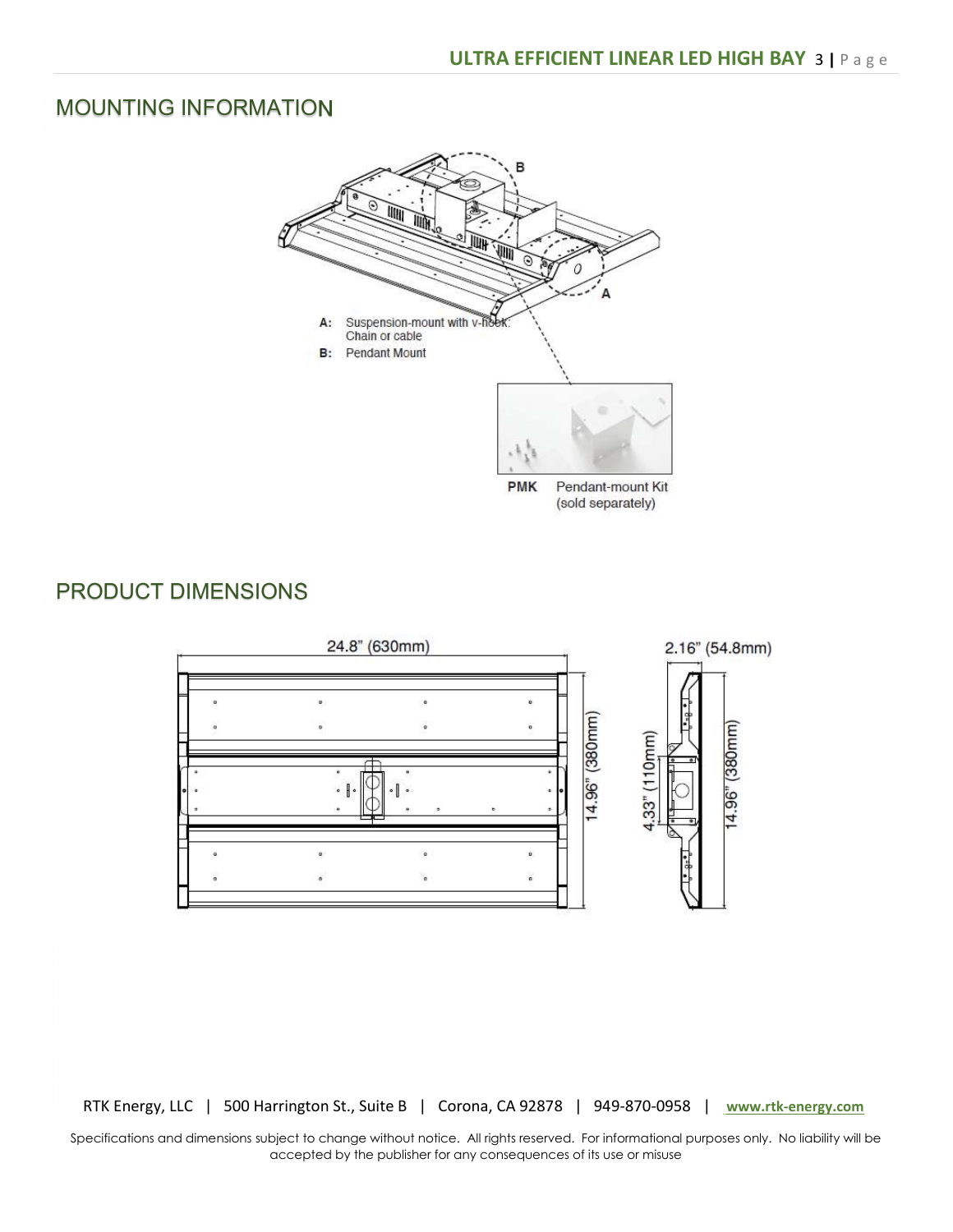## MOUNTING INFORMATION

A: Suspension-mount with v-hook: Chain or cable

B: Pendant Mount

PMK Pendant-mount Kit (sold separately)

## PRODUCT DIMENSIONS

24.8" (630mm)

14.96" (380mm)

2.16" (54.8mm)

4.33" (110mm)

14.96" (380mm)

RTK Energy, LLC | 500 Harrington St., Suite B | Corona, CA 92878 | 949-870-0958 | www.rtk-energy.com

Specifications and dimensions subject to change without notice. All rights reserved. For informational purposes only. No liability will be accepted by the publisher for any consequences of its use or misuse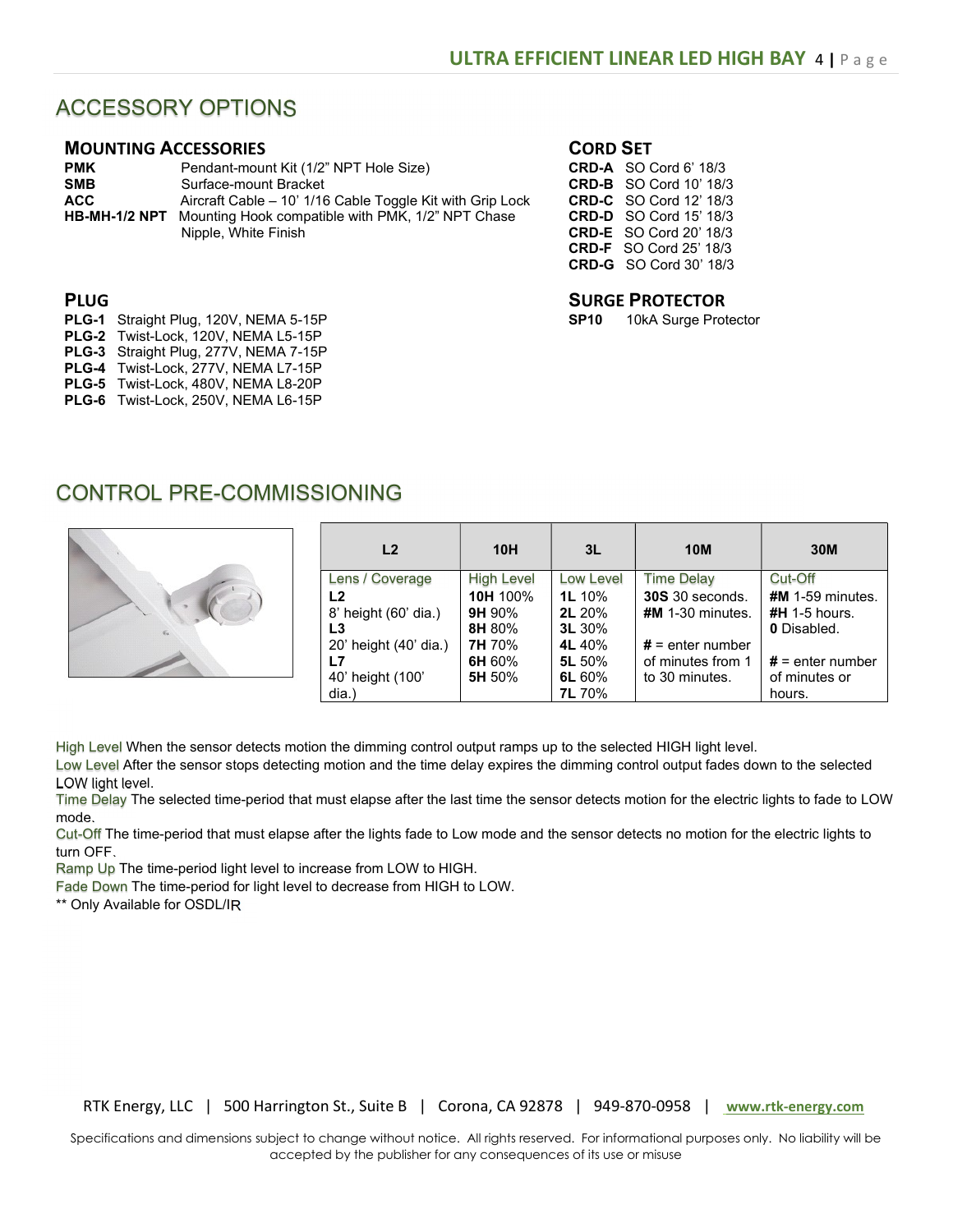# ACCESSORY OPTIONS

## MOUNTING ACCESSORIES

| | |
|---|---|
| **PMK** | Pendant-mount Kit (1/2" NPT Hole Size) |
| **SMB** | Surface-mount Bracket |
| **ACC** | Aircraft Cable – 10' 1/16 Cable Toggle Kit with Grip Lock |
| **HB-MH-1/2 NPT** | Mounting Hook compatible with PMK, 1/2" NPT Chase Nipple, White Finish |

## CORD SET

**CRD-A** SO Cord 6' 18/3
**CRD-B** SO Cord 10' 18/3
**CRD-C** SO Cord 12' 18/3
**CRD-D** SO Cord 15' 18/3
**CRD-E** SO Cord 20' 18/3
**CRD-F** SO Cord 25' 18/3
**CRD-G** SO Cord 30' 18/3

## PLUG

**PLG-1** Straight Plug, 120V, NEMA 5-15P
**PLG-2** Twist-Lock, 120V, NEMA L5-15P
**PLG-3** Straight Plug, 277V, NEMA 7-15P
**PLG-4** Twist-Lock, 277V, NEMA L7-15P
**PLG-5** Twist-Lock, 480V, NEMA L8-20P
**PLG-6** Twist-Lock, 250V, NEMA L6-15P

## SURGE PROTECTOR

**SP10** 10kA Surge Protector

# CONTROL PRE-COMMISSIONING

| L2 | 10H | 3L | 10M | 30M |
|---|---|---|---|---|
| Lens / Coverage<br>**L2**<br>8' height (60' dia.)<br>**L3**<br>20' height (40' dia.)<br>**L7**<br>40' height (100' dia.) | High Level<br>**10H** 100%<br>**9H** 90%<br>**8H** 80%<br>**7H** 70%<br>**6H** 60%<br>**5H** 50% | Low Level<br>**1L** 10%<br>**2L** 20%<br>**3L** 30%<br>**4L** 40%<br>**5L** 50%<br>**6L** 60%<br>**7L** 70% | Time Delay<br>**30S** 30 seconds.<br>**#M** 1-30 minutes.<br><br>**#** = enter number of minutes from 1 to 30 minutes. | Cut-Off<br>**#M** 1-59 minutes.<br>**#H** 1-5 hours.<br>**0** Disabled.<br><br>**#** = enter number of minutes or hours. |

High Level When the sensor detects motion the dimming control output ramps up to the selected HIGH light level.
Low Level After the sensor stops detecting motion and the time delay expires the dimming control output fades down to the selected LOW light level.
Time Delay The selected time-period that must elapse after the last time the sensor detects motion for the electric lights to fade to LOW mode.
Cut-Off The time-period that must elapse after the lights fade to Low mode and the sensor detects no motion for the electric lights to turn OFF.
Ramp Up The time-period light level to increase from LOW to HIGH.
Fade Down The time-period for light level to decrease from HIGH to LOW.
** Only Available for OSDL/IR

RTK Energy, LLC | 500 Harrington St., Suite B | Corona, CA 92878 | 949-870-0958 | www.rtk-energy.com

Specifications and dimensions subject to change without notice. All rights reserved. For informational purposes only. No liability will be accepted by the publisher for any consequences of its use or misuse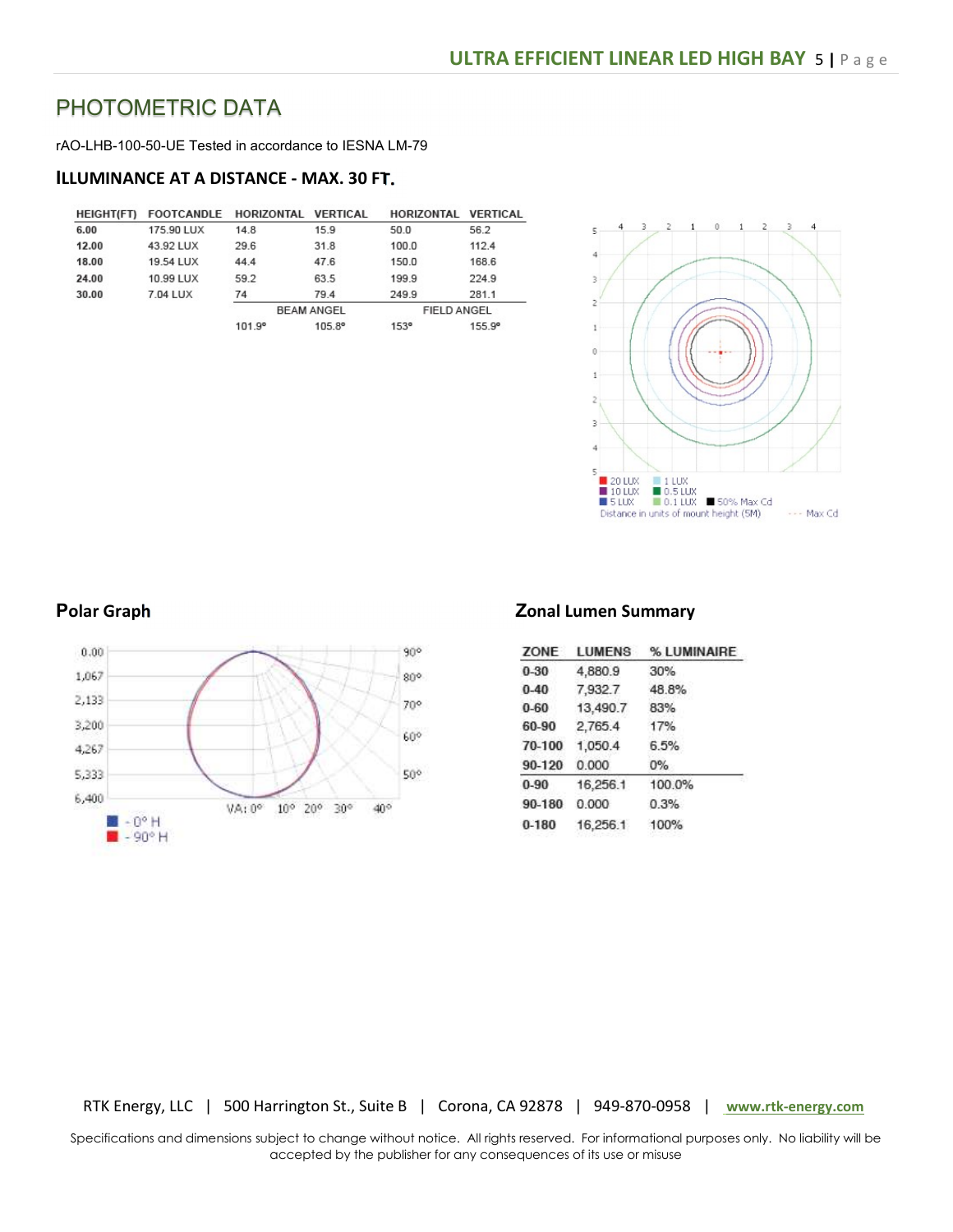# PHOTOMETRIC DATA

rAO-LHB-100-50-UE Tested in accordance to IESNA LM-79

## ILLUMINANCE AT A DISTANCE - MAX. 30 FT.

| HEIGHT(FT) | FOOTCANDLE | HORIZONTAL | VERTICAL | HORIZONTAL | VERTICAL |
|---|---|---|---|---|---|
| 6.00 | 175.90 LUX | 14.8 | 15.9 | 50.0 | 56.2 |
| 12.00 | 43.92 LUX | 29.6 | 31.8 | 100.0 | 112.4 |
| 18.00 | 19.54 LUX | 44.4 | 47.6 | 150.0 | 168.6 |
| 24.00 | 10.99 LUX | 59.2 | 63.5 | 199.9 | 224.9 |
| 30.00 | 7.04 LUX | 74 | 79.4 | 249.9 | 281.1 |
| | | BEAM ANGEL | | FIELD ANGEL | |
| | | 101.9° | 105.8° | 153° | 155.9° |

5 4 3 2 1 0 1 2 3 4 5

20 LUX
10 LUX
5 LUX
1 LUX
0.5 LUX
0.1 LUX
50% Max Cd
Distance in units of mount height (5M)
Max Cd

## Polar Graph

0.00
1,067
2,133
3,200
4,267
5,333
6,400

90°
80°
70°
60°
50°

VA: 0° 10° 20° 30° 40°

- 0° H
- 90° H

## Zonal Lumen Summary

| ZONE | LUMENS | % LUMINAIRE |
|---|---|---|
| 0-30 | 4,880.9 | 30% |
| 0-40 | 7,932.7 | 48.8% |
| 0-60 | 13,490.7 | 83% |
| 60-90 | 2,765.4 | 17% |
| 70-100 | 1,050.4 | 6.5% |
| 90-120 | 0.000 | 0% |
| 0-90 | 16,256.1 | 100.0% |
| 90-180 | 0.000 | 0.3% |
| 0-180 | 16,256.1 | 100% |

RTK Energy, LLC | 500 Harrington St., Suite B | Corona, CA 92878 | 949-870-0958 | www.rtk-energy.com

Specifications and dimensions subject to change without notice. All rights reserved. For informational purposes only. No liability will be accepted by the publisher for any consequences of its use or misuse